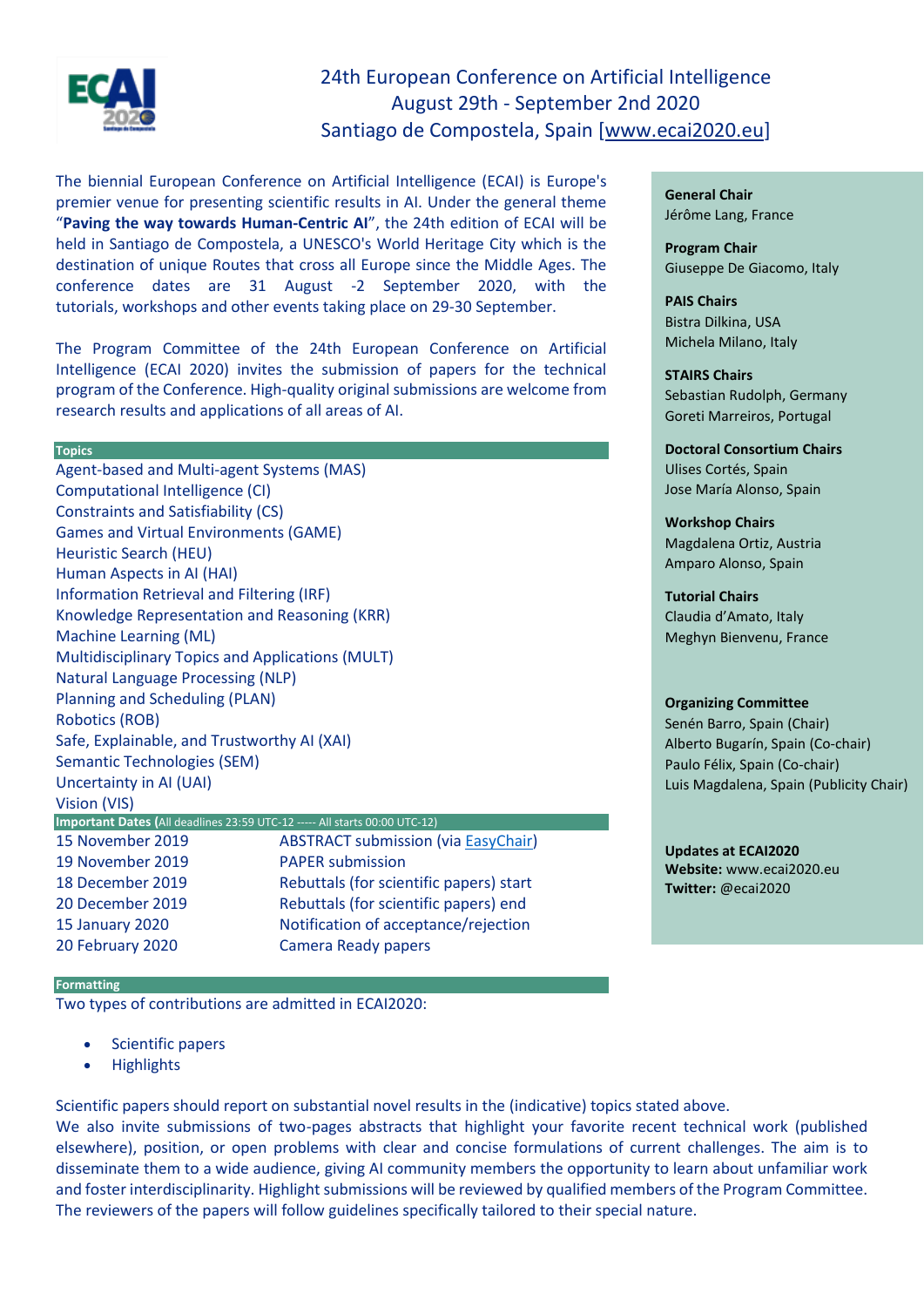# 24th European Conference on Artificial Intelligence
## August 29th - September 2nd 2020
## Santiago de Compostela, Spain [www.ecai2020.eu]

The biennial European Conference on Artificial Intelligence (ECAI) is Europe's premier venue for presenting scientific results in AI. Under the general theme "**Paving the way towards Human-Centric AI**", the 24th edition of ECAI will be held in Santiago de Compostela, a UNESCO's World Heritage City which is the destination of unique Routes that cross all Europe since the Middle Ages. The conference dates are 31 August -2 September 2020, with the tutorials, workshops and other events taking place on 29-30 September.

The Program Committee of the 24th European Conference on Artificial Intelligence (ECAI 2020) invites the submission of papers for the technical program of the Conference. High-quality original submissions are welcome from research results and applications of all areas of AI.

### Topics

- Agent-based and Multi-agent Systems (MAS)
- Computational Intelligence (CI)
- Constraints and Satisfiability (CS)
- Games and Virtual Environments (GAME)
- Heuristic Search (HEU)
- Human Aspects in AI (HAI)
- Information Retrieval and Filtering (IRF)
- Knowledge Representation and Reasoning (KRR)
- Machine Learning (ML)
- Multidisciplinary Topics and Applications (MULT)
- Natural Language Processing (NLP)
- Planning and Scheduling (PLAN)
- Robotics (ROB)
- Safe, Explainable, and Trustworthy AI (XAI)
- Semantic Technologies (SEM)
- Uncertainty in AI (UAI)
- Vision (VIS)

### Important Dates (All deadlines 23:59 UTC-12 ----- All starts 00:00 UTC-12)

| Date | Event |
| --- | --- |
| 15 November 2019 | ABSTRACT submission (via EasyChair) |
| 19 November 2019 | PAPER submission |
| 18 December 2019 | Rebuttals (for scientific papers) start |
| 20 December 2019 | Rebuttals (for scientific papers) end |
| 15 January 2020 | Notification of acceptance/rejection |
| 20 February 2020 | Camera Ready papers |

### Formatting

Two types of contributions are admitted in ECAI2020:

- Scientific papers
- Highlights

Scientific papers should report on substantial novel results in the (indicative) topics stated above.
We also invite submissions of two-pages abstracts that highlight your favorite recent technical work (published elsewhere), position, or open problems with clear and concise formulations of current challenges. The aim is to disseminate them to a wide audience, giving AI community members the opportunity to learn about unfamiliar work and foster interdisciplinarity. Highlight submissions will be reviewed by qualified members of the Program Committee. The reviewers of the papers will follow guidelines specifically tailored to their special nature.

---

**General Chair**
Jérôme Lang, France

**Program Chair**
Giuseppe De Giacomo, Italy

**PAIS Chairs**
Bistra Dilkina, USA
Michela Milano, Italy

**STAIRS Chairs**
Sebastian Rudolph, Germany
Goreti Marreiros, Portugal

**Doctoral Consortium Chairs**
Ulises Cortés, Spain
Jose María Alonso, Spain

**Workshop Chairs**
Magdalena Ortiz, Austria
Amparo Alonso, Spain

**Tutorial Chairs**
Claudia d'Amato, Italy
Meghyn Bienvenu, France

**Organizing Committee**
Senén Barro, Spain (Chair)
Alberto Bugarín, Spain (Co-chair)
Paulo Félix, Spain (Co-chair)
Luis Magdalena, Spain (Publicity Chair)

**Updates at ECAI2020**
**Website:** www.ecai2020.eu
**Twitter:** @ecai2020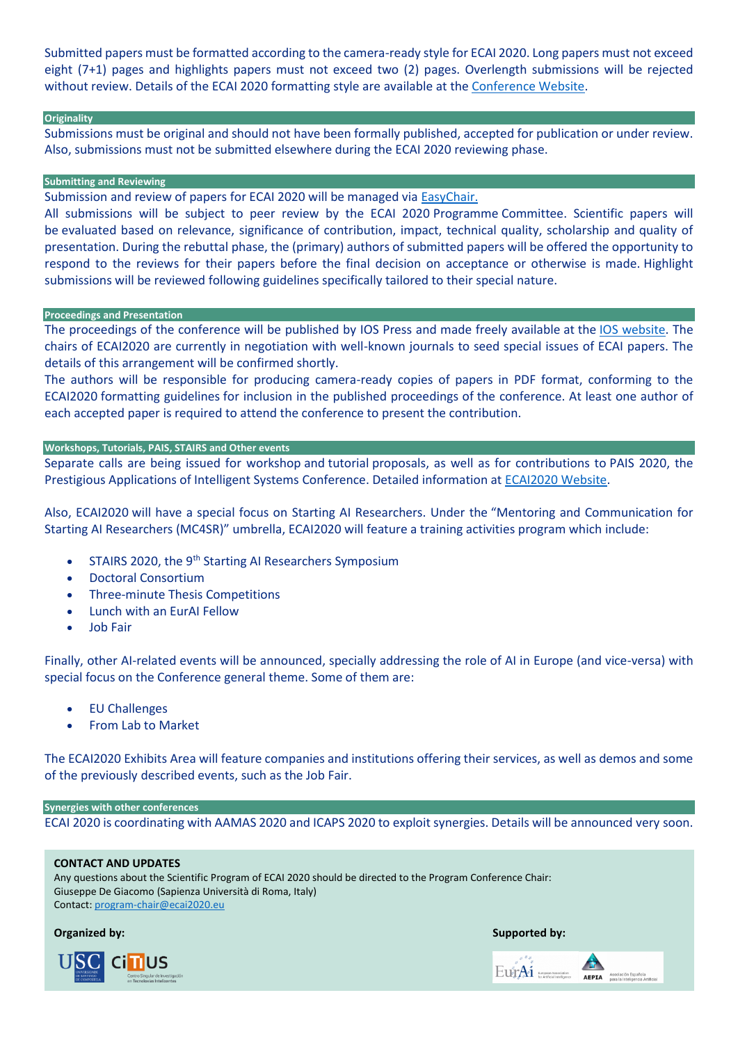Submitted papers must be formatted according to the camera-ready style for ECAI 2020. Long papers must not exceed eight (7+1) pages and highlights papers must not exceed two (2) pages. Overlength submissions will be rejected without review. Details of the ECAI 2020 formatting style are available at the Conference Website.

### Originality

Submissions must be original and should not have been formally published, accepted for publication or under review. Also, submissions must not be submitted elsewhere during the ECAI 2020 reviewing phase.

### Submitting and Reviewing

Submission and review of papers for ECAI 2020 will be managed via EasyChair.

All submissions will be subject to peer review by the ECAI 2020 Programme Committee. Scientific papers will be evaluated based on relevance, significance of contribution, impact, technical quality, scholarship and quality of presentation. During the rebuttal phase, the (primary) authors of submitted papers will be offered the opportunity to respond to the reviews for their papers before the final decision on acceptance or otherwise is made. Highlight submissions will be reviewed following guidelines specifically tailored to their special nature.

### Proceedings and Presentation

The proceedings of the conference will be published by IOS Press and made freely available at the IOS website. The chairs of ECAI2020 are currently in negotiation with well-known journals to seed special issues of ECAI papers. The details of this arrangement will be confirmed shortly.

The authors will be responsible for producing camera-ready copies of papers in PDF format, conforming to the ECAI2020 formatting guidelines for inclusion in the published proceedings of the conference. At least one author of each accepted paper is required to attend the conference to present the contribution.

### Workshops, Tutorials, PAIS, STAIRS and Other events

Separate calls are being issued for workshop and tutorial proposals, as well as for contributions to PAIS 2020, the Prestigious Applications of Intelligent Systems Conference. Detailed information at ECAI2020 Website.

Also, ECAI2020 will have a special focus on Starting AI Researchers. Under the "Mentoring and Communication for Starting AI Researchers (MC4SR)" umbrella, ECAI2020 will feature a training activities program which include:

- STAIRS 2020, the 9th Starting AI Researchers Symposium
- Doctoral Consortium
- Three-minute Thesis Competitions
- Lunch with an EurAI Fellow
- Job Fair

Finally, other AI-related events will be announced, specially addressing the role of AI in Europe (and vice-versa) with special focus on the Conference general theme. Some of them are:

- EU Challenges
- From Lab to Market

The ECAI2020 Exhibits Area will feature companies and institutions offering their services, as well as demos and some of the previously described events, such as the Job Fair.

### Synergies with other conferences

ECAI 2020 is coordinating with AAMAS 2020 and ICAPS 2020 to exploit synergies. Details will be announced very soon.

**CONTACT AND UPDATES**

Any questions about the Scientific Program of ECAI 2020 should be directed to the Program Conference Chair:
Giuseppe De Giacomo (Sapienza Università di Roma, Italy)
Contact: program-chair@ecai2020.eu

**Organized by:**

**Supported by:**